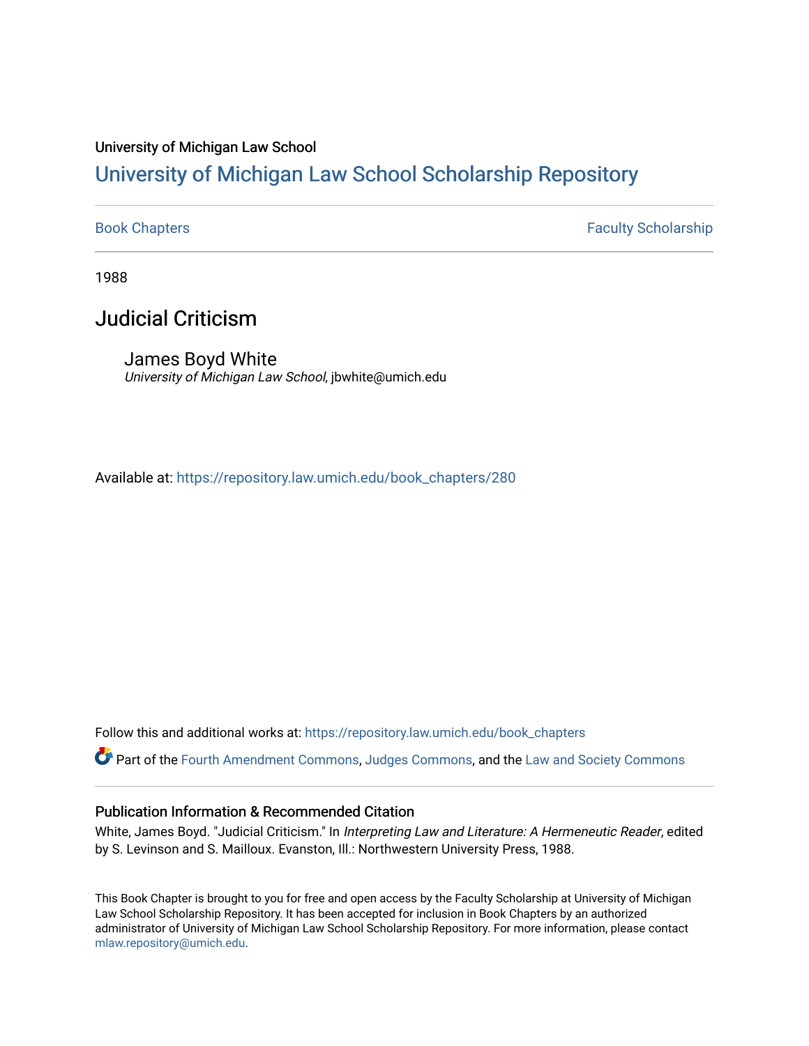University of Michigan Law School

# University of Michigan Law School Scholarship Repository

Book Chapters | Faculty Scholarship

1988

## Judicial Criticism

James Boyd White
*University of Michigan Law School*, jbwhite@umich.edu

Available at: https://repository.law.umich.edu/book_chapters/280

Follow this and additional works at: https://repository.law.umich.edu/book_chapters

Part of the Fourth Amendment Commons, Judges Commons, and the Law and Society Commons

### Publication Information & Recommended Citation

White, James Boyd. "Judicial Criticism." In *Interpreting Law and Literature: A Hermeneutic Reader*, edited by S. Levinson and S. Mailloux. Evanston, Ill.: Northwestern University Press, 1988.

This Book Chapter is brought to you for free and open access by the Faculty Scholarship at University of Michigan Law School Scholarship Repository. It has been accepted for inclusion in Book Chapters by an authorized administrator of University of Michigan Law School Scholarship Repository. For more information, please contact mlaw.repository@umich.edu.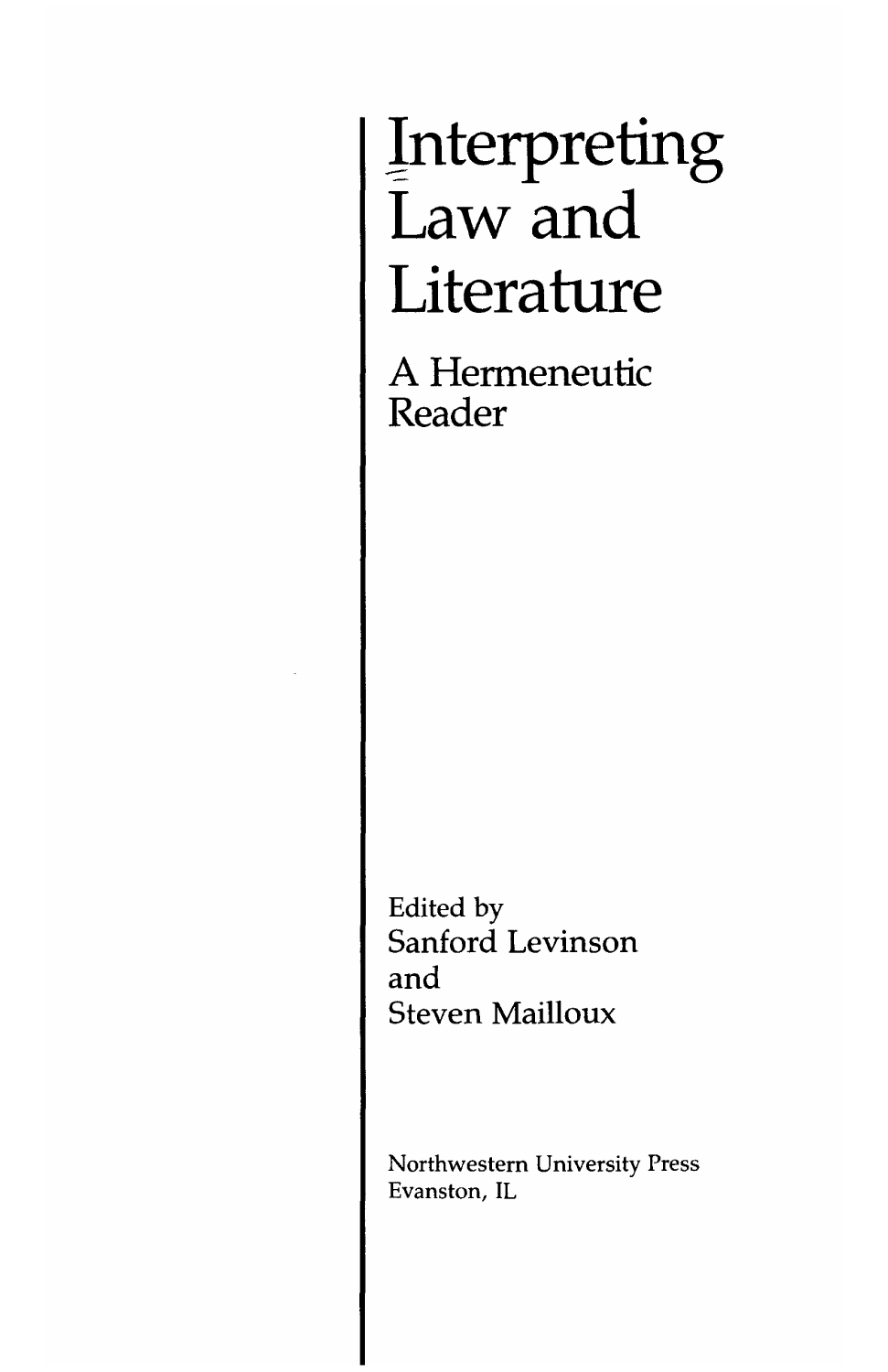# Interpreting Law and Literature

## A Hermeneutic Reader

Edited by
Sanford Levinson
and
Steven Mailloux

Northwestern University Press
Evanston, IL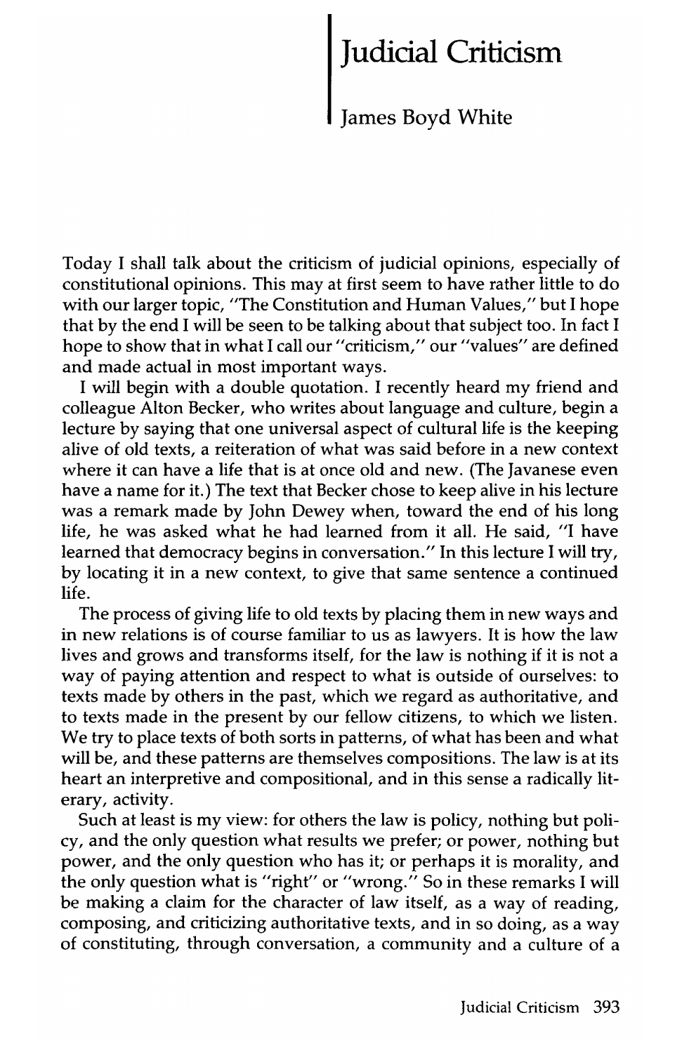# Judicial Criticism

James Boyd White

Today I shall talk about the criticism of judicial opinions, especially of constitutional opinions. This may at first seem to have rather little to do with our larger topic, "The Constitution and Human Values," but I hope that by the end I will be seen to be talking about that subject too. In fact I hope to show that in what I call our "criticism," our "values" are defined and made actual in most important ways.

I will begin with a double quotation. I recently heard my friend and colleague Alton Becker, who writes about language and culture, begin a lecture by saying that one universal aspect of cultural life is the keeping alive of old texts, a reiteration of what was said before in a new context where it can have a life that is at once old and new. (The Javanese even have a name for it.) The text that Becker chose to keep alive in his lecture was a remark made by John Dewey when, toward the end of his long life, he was asked what he had learned from it all. He said, "I have learned that democracy begins in conversation." In this lecture I will try, by locating it in a new context, to give that same sentence a continued life.

The process of giving life to old texts by placing them in new ways and in new relations is of course familiar to us as lawyers. It is how the law lives and grows and transforms itself, for the law is nothing if it is not a way of paying attention and respect to what is outside of ourselves: to texts made by others in the past, which we regard as authoritative, and to texts made in the present by our fellow citizens, to which we listen. We try to place texts of both sorts in patterns, of what has been and what will be, and these patterns are themselves compositions. The law is at its heart an interpretive and compositional, and in this sense a radically literary, activity.

Such at least is my view: for others the law is policy, nothing but policy, and the only question what results we prefer; or power, nothing but power, and the only question who has it; or perhaps it is morality, and the only question what is "right" or "wrong." So in these remarks I will be making a claim for the character of law itself, as a way of reading, composing, and criticizing authoritative texts, and in so doing, as a way of constituting, through conversation, a community and a culture of a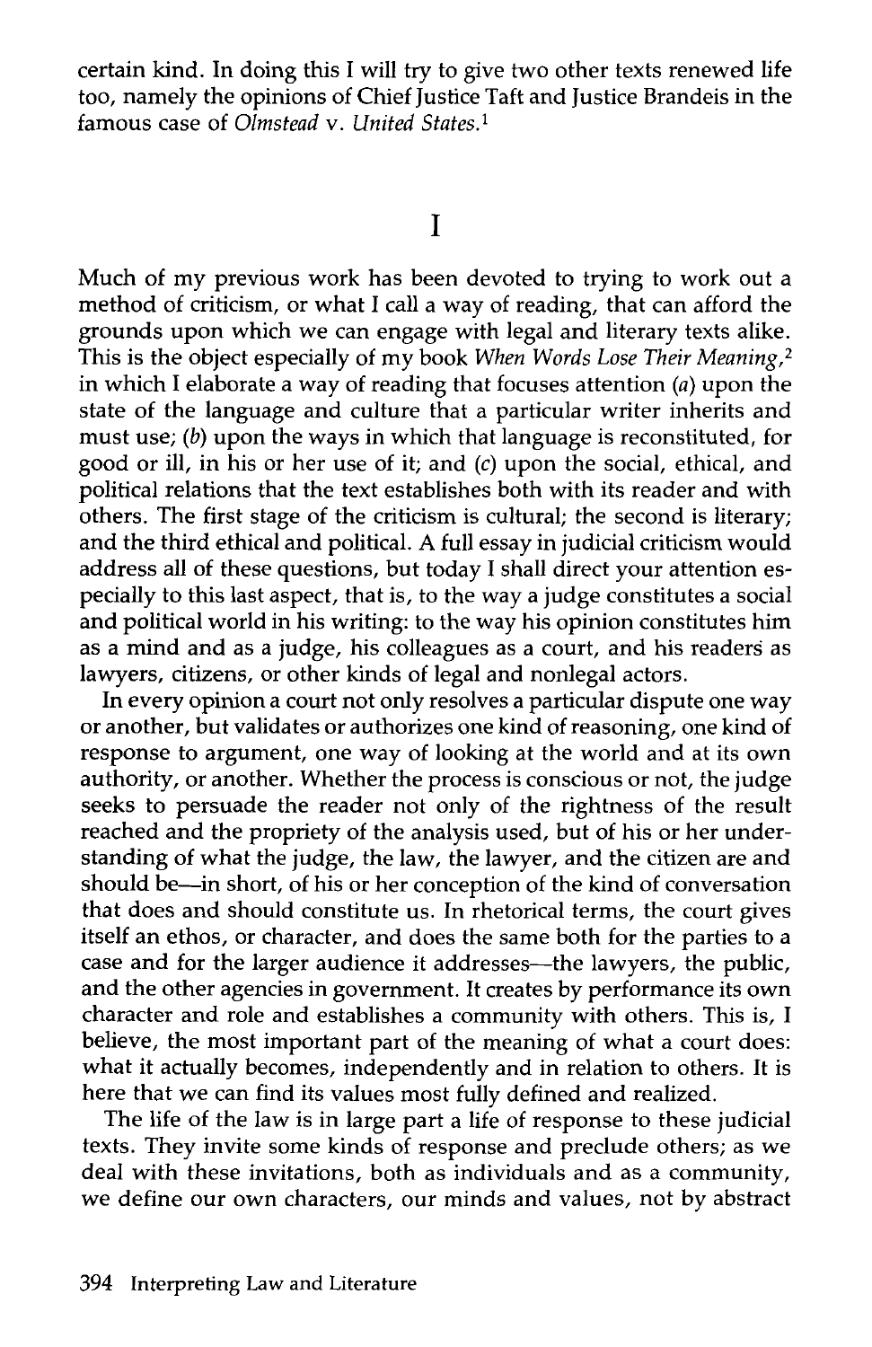certain kind. In doing this I will try to give two other texts renewed life too, namely the opinions of Chief Justice Taft and Justice Brandeis in the famous case of *Olmstead* v. *United States*.[1]

## I

Much of my previous work has been devoted to trying to work out a method of criticism, or what I call a way of reading, that can afford the grounds upon which we can engage with legal and literary texts alike. This is the object especially of my book *When Words Lose Their Meaning*,[2] in which I elaborate a way of reading that focuses attention (*a*) upon the state of the language and culture that a particular writer inherits and must use; (*b*) upon the ways in which that language is reconstituted, for good or ill, in his or her use of it; and (*c*) upon the social, ethical, and political relations that the text establishes both with its reader and with others. The first stage of the criticism is cultural; the second is literary; and the third ethical and political. A full essay in judicial criticism would address all of these questions, but today I shall direct your attention especially to this last aspect, that is, to the way a judge constitutes a social and political world in his writing: to the way his opinion constitutes him as a mind and as a judge, his colleagues as a court, and his readers as lawyers, citizens, or other kinds of legal and nonlegal actors.

In every opinion a court not only resolves a particular dispute one way or another, but validates or authorizes one kind of reasoning, one kind of response to argument, one way of looking at the world and at its own authority, or another. Whether the process is conscious or not, the judge seeks to persuade the reader not only of the rightness of the result reached and the propriety of the analysis used, but of his or her understanding of what the judge, the law, the lawyer, and the citizen are and should be—in short, of his or her conception of the kind of conversation that does and should constitute us. In rhetorical terms, the court gives itself an ethos, or character, and does the same both for the parties to a case and for the larger audience it addresses—the lawyers, the public, and the other agencies in government. It creates by performance its own character and role and establishes a community with others. This is, I believe, the most important part of the meaning of what a court does: what it actually becomes, independently and in relation to others. It is here that we can find its values most fully defined and realized.

The life of the law is in large part a life of response to these judicial texts. They invite some kinds of response and preclude others; as we deal with these invitations, both as individuals and as a community, we define our own characters, our minds and values, not by abstract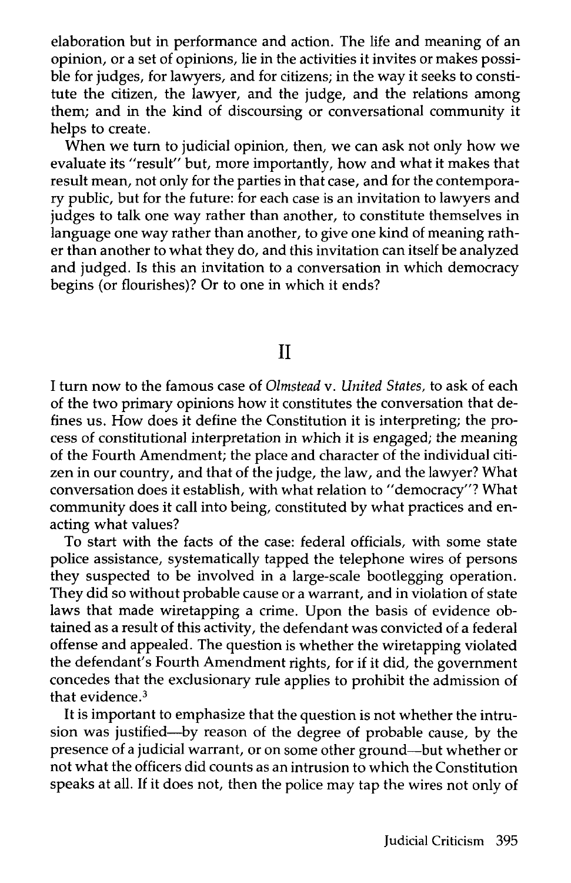elaboration but in performance and action. The life and meaning of an opinion, or a set of opinions, lie in the activities it invites or makes possible for judges, for lawyers, and for citizens; in the way it seeks to constitute the citizen, the lawyer, and the judge, and the relations among them; and in the kind of discoursing or conversational community it helps to create.

When we turn to judicial opinion, then, we can ask not only how we evaluate its "result" but, more importantly, how and what it makes that result mean, not only for the parties in that case, and for the contemporary public, but for the future: for each case is an invitation to lawyers and judges to talk one way rather than another, to constitute themselves in language one way rather than another, to give one kind of meaning rather than another to what they do, and this invitation can itself be analyzed and judged. Is this an invitation to a conversation in which democracy begins (or flourishes)? Or to one in which it ends?

## II

I turn now to the famous case of *Olmstead* v. *United States*, to ask of each of the two primary opinions how it constitutes the conversation that defines us. How does it define the Constitution it is interpreting; the process of constitutional interpretation in which it is engaged; the meaning of the Fourth Amendment; the place and character of the individual citizen in our country, and that of the judge, the law, and the lawyer? What conversation does it establish, with what relation to "democracy"? What community does it call into being, constituted by what practices and enacting what values?

To start with the facts of the case: federal officials, with some state police assistance, systematically tapped the telephone wires of persons they suspected to be involved in a large-scale bootlegging operation. They did so without probable cause or a warrant, and in violation of state laws that made wiretapping a crime. Upon the basis of evidence obtained as a result of this activity, the defendant was convicted of a federal offense and appealed. The question is whether the wiretapping violated the defendant's Fourth Amendment rights, for if it did, the government concedes that the exclusionary rule applies to prohibit the admission of that evidence.[3]

It is important to emphasize that the question is not whether the intrusion was justified—by reason of the degree of probable cause, by the presence of a judicial warrant, or on some other ground—but whether or not what the officers did counts as an intrusion to which the Constitution speaks at all. If it does not, then the police may tap the wires not only of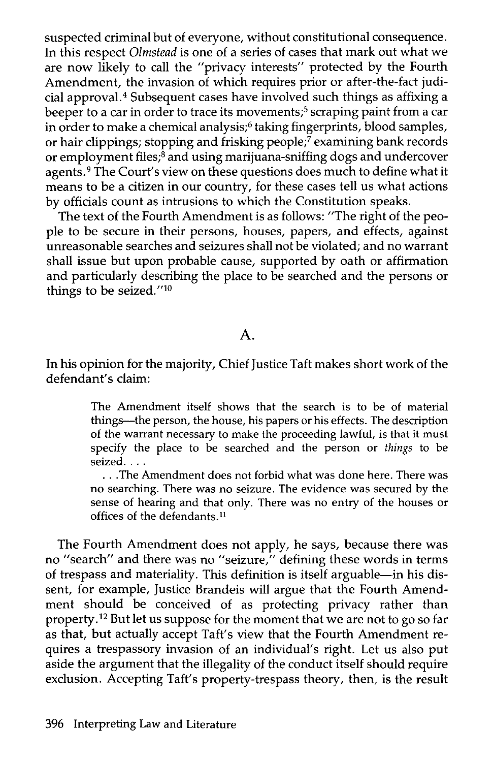suspected criminal but of everyone, without constitutional consequence. In this respect *Olmstead* is one of a series of cases that mark out what we are now likely to call the "privacy interests" protected by the Fourth Amendment, the invasion of which requires prior or after-the-fact judicial approval.[4] Subsequent cases have involved such things as affixing a beeper to a car in order to trace its movements;[5] scraping paint from a car in order to make a chemical analysis;[6] taking fingerprints, blood samples, or hair clippings; stopping and frisking people;[7] examining bank records or employment files;[8] and using marijuana-sniffing dogs and undercover agents.[9] The Court's view on these questions does much to define what it means to be a citizen in our country, for these cases tell us what actions by officials count as intrusions to which the Constitution speaks.

The text of the Fourth Amendment is as follows: "The right of the people to be secure in their persons, houses, papers, and effects, against unreasonable searches and seizures shall not be violated; and no warrant shall issue but upon probable cause, supported by oath or affirmation and particularly describing the place to be searched and the persons or things to be seized."[10]

## A.

In his opinion for the majority, Chief Justice Taft makes short work of the defendant's claim:

> The Amendment itself shows that the search is to be of material things—the person, the house, his papers or his effects. The description of the warrant necessary to make the proceeding lawful, is that it must specify the place to be searched and the person or *things* to be seized. . . .
>
> . . . The Amendment does not forbid what was done here. There was no searching. There was no seizure. The evidence was secured by the sense of hearing and that only. There was no entry of the houses or offices of the defendants.[11]

The Fourth Amendment does not apply, he says, because there was no "search" and there was no "seizure," defining these words in terms of trespass and materiality. This definition is itself arguable—in his dissent, for example, Justice Brandeis will argue that the Fourth Amendment should be conceived of as protecting privacy rather than property.[12] But let us suppose for the moment that we are not to go so far as that, but actually accept Taft's view that the Fourth Amendment requires a trespassory invasion of an individual's right. Let us also put aside the argument that the illegality of the conduct itself should require exclusion. Accepting Taft's property-trespass theory, then, is the result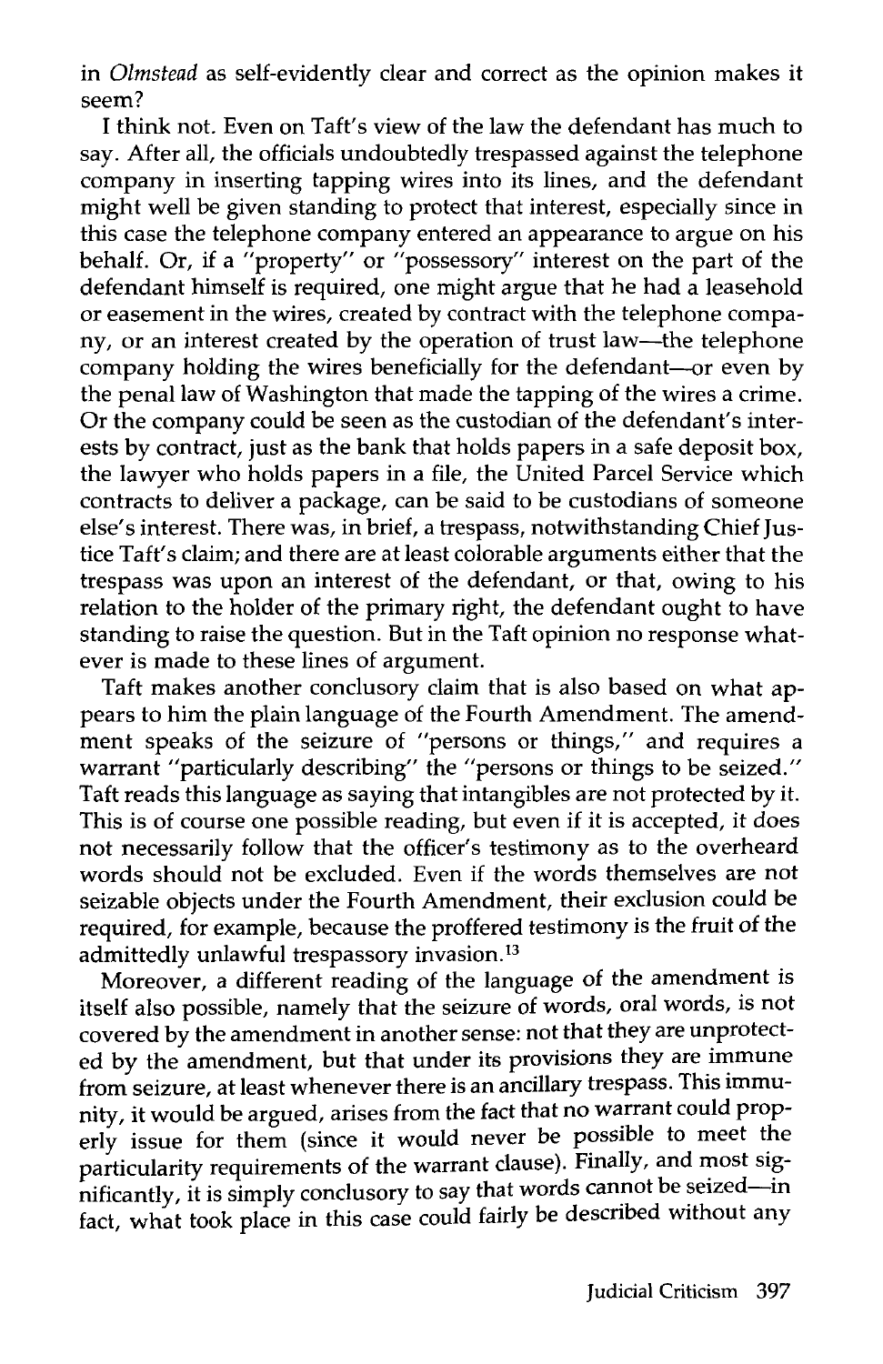in *Olmstead* as self-evidently clear and correct as the opinion makes it seem?

I think not. Even on Taft's view of the law the defendant has much to say. After all, the officials undoubtedly trespassed against the telephone company in inserting tapping wires into its lines, and the defendant might well be given standing to protect that interest, especially since in this case the telephone company entered an appearance to argue on his behalf. Or, if a "property" or "possessory" interest on the part of the defendant himself is required, one might argue that he had a leasehold or easement in the wires, created by contract with the telephone company, or an interest created by the operation of trust law—the telephone company holding the wires beneficially for the defendant—or even by the penal law of Washington that made the tapping of the wires a crime. Or the company could be seen as the custodian of the defendant's interests by contract, just as the bank that holds papers in a safe deposit box, the lawyer who holds papers in a file, the United Parcel Service which contracts to deliver a package, can be said to be custodians of someone else's interest. There was, in brief, a trespass, notwithstanding Chief Justice Taft's claim; and there are at least colorable arguments either that the trespass was upon an interest of the defendant, or that, owing to his relation to the holder of the primary right, the defendant ought to have standing to raise the question. But in the Taft opinion no response whatever is made to these lines of argument.

Taft makes another conclusory claim that is also based on what appears to him the plain language of the Fourth Amendment. The amendment speaks of the seizure of "persons or things," and requires a warrant "particularly describing" the "persons or things to be seized." Taft reads this language as saying that intangibles are not protected by it. This is of course one possible reading, but even if it is accepted, it does not necessarily follow that the officer's testimony as to the overheard words should not be excluded. Even if the words themselves are not seizable objects under the Fourth Amendment, their exclusion could be required, for example, because the proffered testimony is the fruit of the admittedly unlawful trespassory invasion.[13]

Moreover, a different reading of the language of the amendment is itself also possible, namely that the seizure of words, oral words, is not covered by the amendment in another sense: not that they are unprotected by the amendment, but that under its provisions they are immune from seizure, at least whenever there is an ancillary trespass. This immunity, it would be argued, arises from the fact that no warrant could properly issue for them (since it would never be possible to meet the particularity requirements of the warrant clause). Finally, and most significantly, it is simply conclusory to say that words cannot be seized—in fact, what took place in this case could fairly be described without any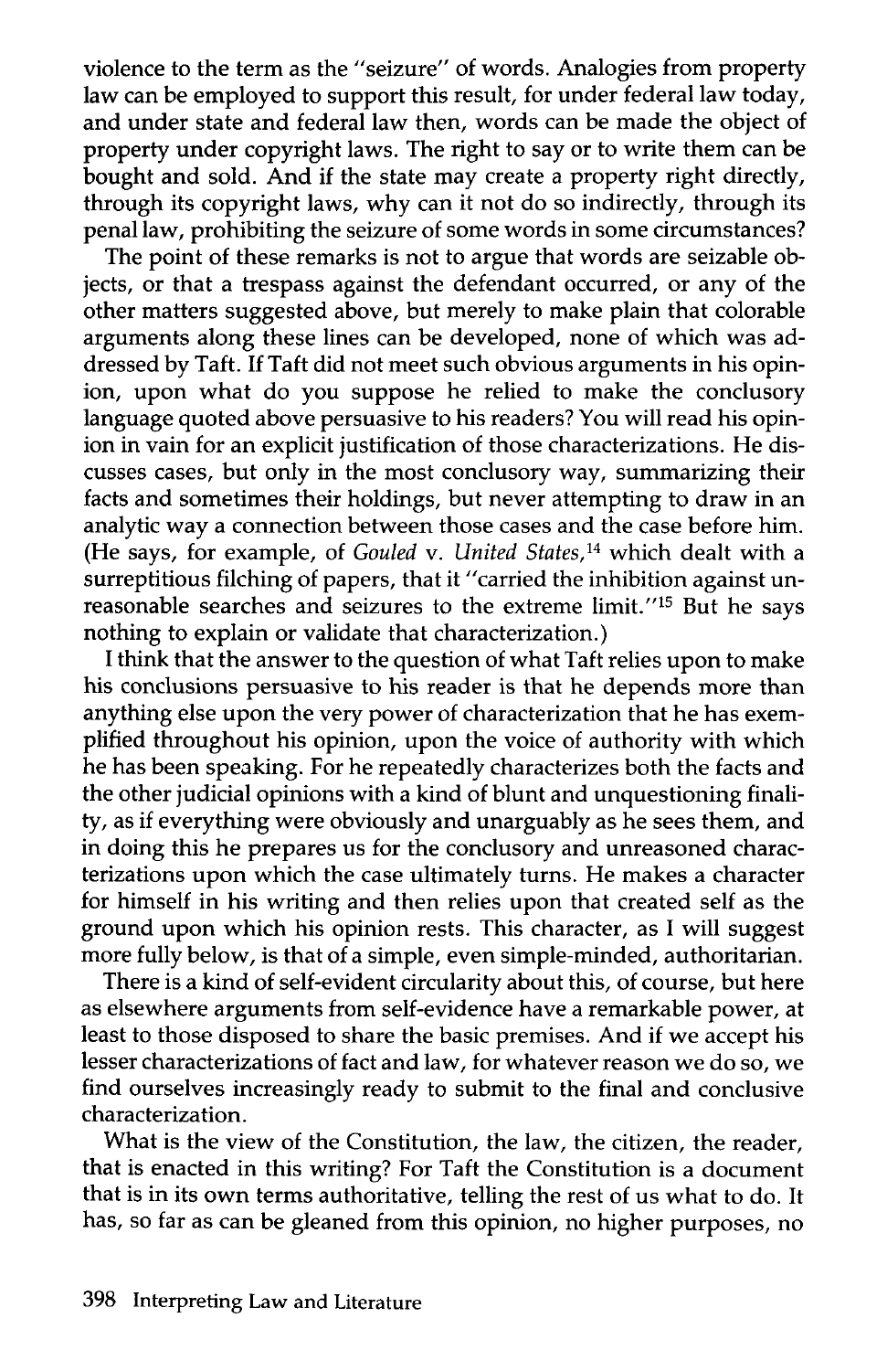violence to the term as the "seizure" of words. Analogies from property law can be employed to support this result, for under federal law today, and under state and federal law then, words can be made the object of property under copyright laws. The right to say or to write them can be bought and sold. And if the state may create a property right directly, through its copyright laws, why can it not do so indirectly, through its penal law, prohibiting the seizure of some words in some circumstances?

The point of these remarks is not to argue that words are seizable objects, or that a trespass against the defendant occurred, or any of the other matters suggested above, but merely to make plain that colorable arguments along these lines can be developed, none of which was addressed by Taft. If Taft did not meet such obvious arguments in his opinion, upon what do you suppose he relied to make the conclusory language quoted above persuasive to his readers? You will read his opinion in vain for an explicit justification of those characterizations. He discusses cases, but only in the most conclusory way, summarizing their facts and sometimes their holdings, but never attempting to draw in an analytic way a connection between those cases and the case before him. (He says, for example, of *Gouled* v. *United States,*[14] which dealt with a surreptitious filching of papers, that it "carried the inhibition against unreasonable searches and seizures to the extreme limit."[15] But he says nothing to explain or validate that characterization.)

I think that the answer to the question of what Taft relies upon to make his conclusions persuasive to his reader is that he depends more than anything else upon the very power of characterization that he has exemplified throughout his opinion, upon the voice of authority with which he has been speaking. For he repeatedly characterizes both the facts and the other judicial opinions with a kind of blunt and unquestioning finality, as if everything were obviously and unarguably as he sees them, and in doing this he prepares us for the conclusory and unreasoned characterizations upon which the case ultimately turns. He makes a character for himself in his writing and then relies upon that created self as the ground upon which his opinion rests. This character, as I will suggest more fully below, is that of a simple, even simple-minded, authoritarian.

There is a kind of self-evident circularity about this, of course, but here as elsewhere arguments from self-evidence have a remarkable power, at least to those disposed to share the basic premises. And if we accept his lesser characterizations of fact and law, for whatever reason we do so, we find ourselves increasingly ready to submit to the final and conclusive characterization.

What is the view of the Constitution, the law, the citizen, the reader, that is enacted in this writing? For Taft the Constitution is a document that is in its own terms authoritative, telling the rest of us what to do. It has, so far as can be gleaned from this opinion, no higher purposes, no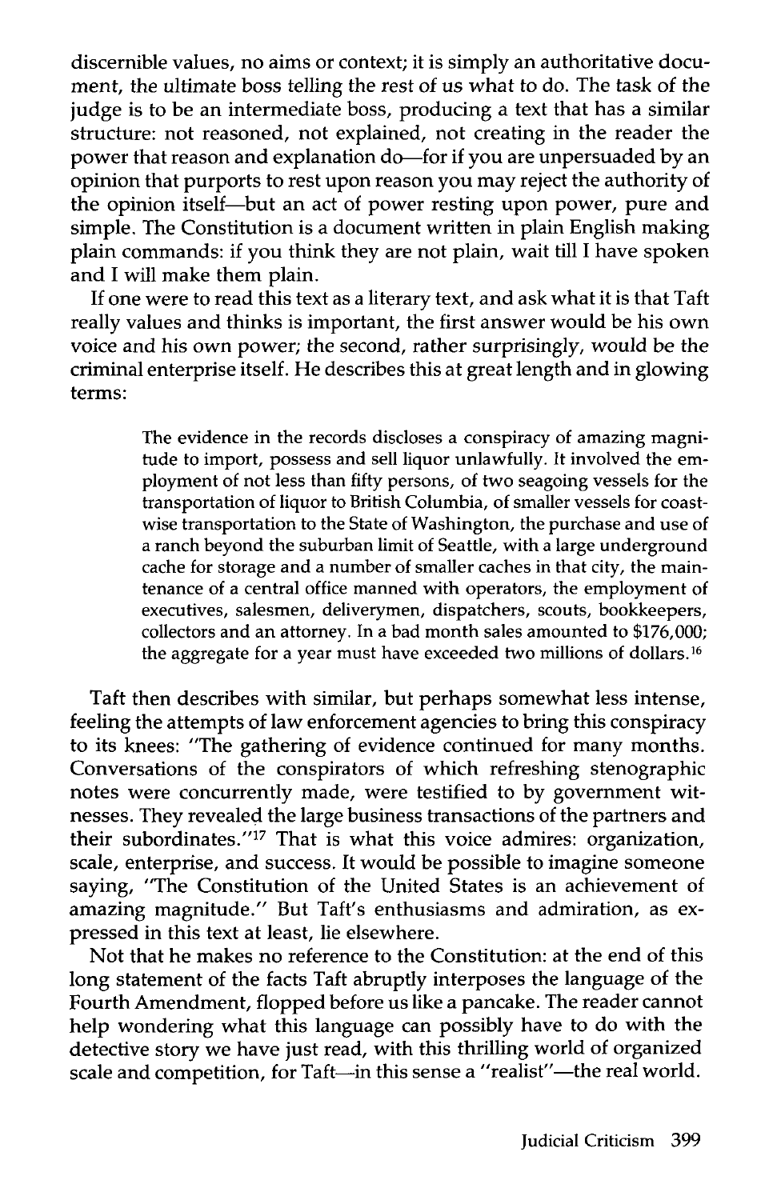discernible values, no aims or context; it is simply an authoritative document, the ultimate boss telling the rest of us what to do. The task of the judge is to be an intermediate boss, producing a text that has a similar structure: not reasoned, not explained, not creating in the reader the power that reason and explanation do—for if you are unpersuaded by an opinion that purports to rest upon reason you may reject the authority of the opinion itself—but an act of power resting upon power, pure and simple. The Constitution is a document written in plain English making plain commands: if you think they are not plain, wait till I have spoken and I will make them plain.

If one were to read this text as a literary text, and ask what it is that Taft really values and thinks is important, the first answer would be his own voice and his own power; the second, rather surprisingly, would be the criminal enterprise itself. He describes this at great length and in glowing terms:

> The evidence in the records discloses a conspiracy of amazing magnitude to import, possess and sell liquor unlawfully. It involved the employment of not less than fifty persons, of two seagoing vessels for the transportation of liquor to British Columbia, of smaller vessels for coastwise transportation to the State of Washington, the purchase and use of a ranch beyond the suburban limit of Seattle, with a large underground cache for storage and a number of smaller caches in that city, the maintenance of a central office manned with operators, the employment of executives, salesmen, deliverymen, dispatchers, scouts, bookkeepers, collectors and an attorney. In a bad month sales amounted to $176,000; the aggregate for a year must have exceeded two millions of dollars.[16]

Taft then describes with similar, but perhaps somewhat less intense, feeling the attempts of law enforcement agencies to bring this conspiracy to its knees: "The gathering of evidence continued for many months. Conversations of the conspirators of which refreshing stenographic notes were concurrently made, were testified to by government witnesses. They revealed the large business transactions of the partners and their subordinates."[17] That is what this voice admires: organization, scale, enterprise, and success. It would be possible to imagine someone saying, "The Constitution of the United States is an achievement of amazing magnitude." But Taft's enthusiasms and admiration, as expressed in this text at least, lie elsewhere.

Not that he makes no reference to the Constitution: at the end of this long statement of the facts Taft abruptly interposes the language of the Fourth Amendment, flopped before us like a pancake. The reader cannot help wondering what this language can possibly have to do with the detective story we have just read, with this thrilling world of organized scale and competition, for Taft—in this sense a "realist"—the real world.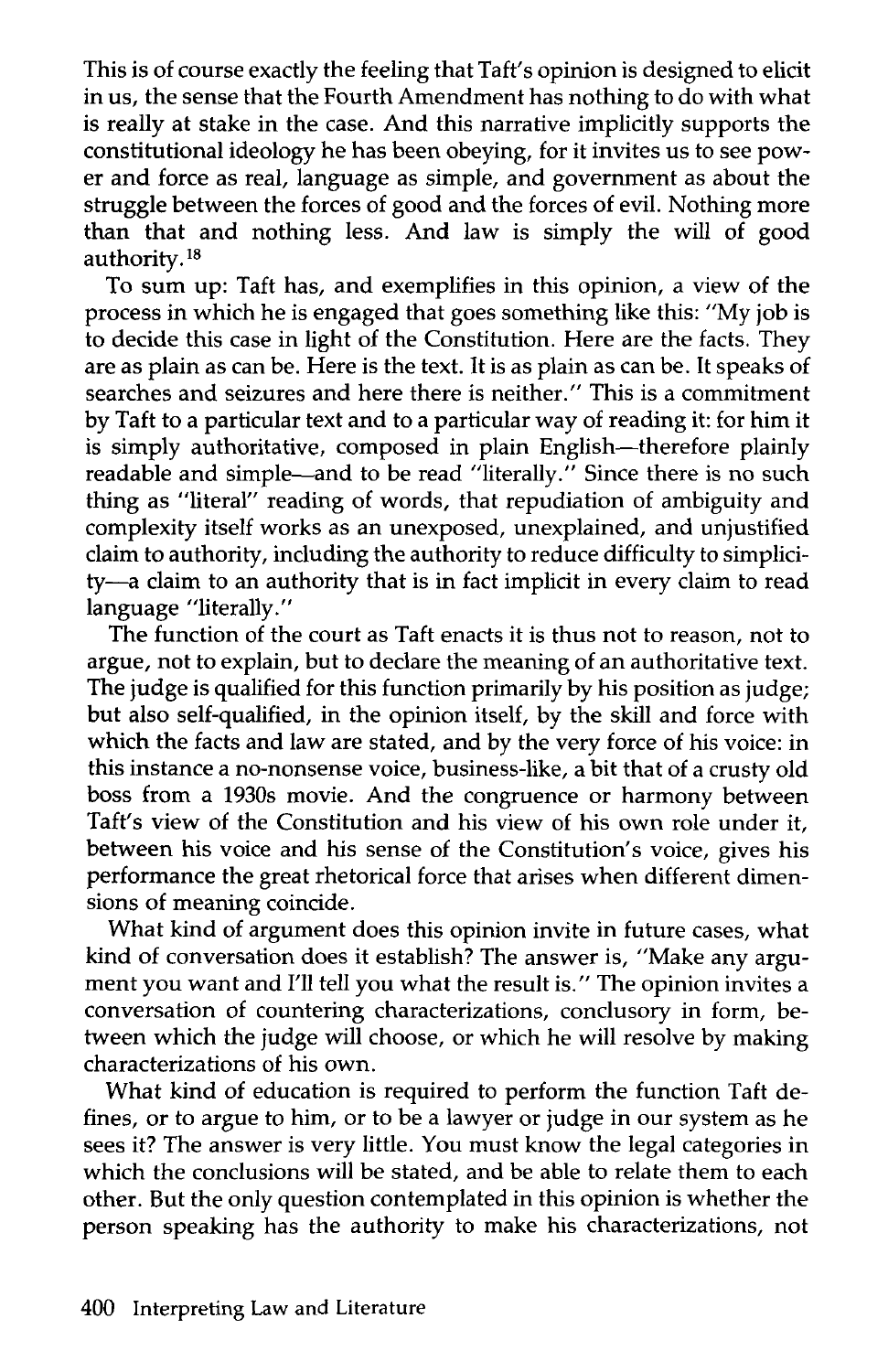This is of course exactly the feeling that Taft's opinion is designed to elicit in us, the sense that the Fourth Amendment has nothing to do with what is really at stake in the case. And this narrative implicitly supports the constitutional ideology he has been obeying, for it invites us to see power and force as real, language as simple, and government as about the struggle between the forces of good and the forces of evil. Nothing more than that and nothing less. And law is simply the will of good authority.[18]

To sum up: Taft has, and exemplifies in this opinion, a view of the process in which he is engaged that goes something like this: "My job is to decide this case in light of the Constitution. Here are the facts. They are as plain as can be. Here is the text. It is as plain as can be. It speaks of searches and seizures and here there is neither." This is a commitment by Taft to a particular text and to a particular way of reading it: for him it is simply authoritative, composed in plain English—therefore plainly readable and simple—and to be read "literally." Since there is no such thing as "literal" reading of words, that repudiation of ambiguity and complexity itself works as an unexposed, unexplained, and unjustified claim to authority, including the authority to reduce difficulty to simplicity—a claim to an authority that is in fact implicit in every claim to read language "literally."

The function of the court as Taft enacts it is thus not to reason, not to argue, not to explain, but to declare the meaning of an authoritative text. The judge is qualified for this function primarily by his position as judge; but also self-qualified, in the opinion itself, by the skill and force with which the facts and law are stated, and by the very force of his voice: in this instance a no-nonsense voice, business-like, a bit that of a crusty old boss from a 1930s movie. And the congruence or harmony between Taft's view of the Constitution and his view of his own role under it, between his voice and his sense of the Constitution's voice, gives his performance the great rhetorical force that arises when different dimensions of meaning coincide.

What kind of argument does this opinion invite in future cases, what kind of conversation does it establish? The answer is, "Make any argument you want and I'll tell you what the result is." The opinion invites a conversation of countering characterizations, conclusory in form, between which the judge will choose, or which he will resolve by making characterizations of his own.

What kind of education is required to perform the function Taft defines, or to argue to him, or to be a lawyer or judge in our system as he sees it? The answer is very little. You must know the legal categories in which the conclusions will be stated, and be able to relate them to each other. But the only question contemplated in this opinion is whether the person speaking has the authority to make his characterizations, not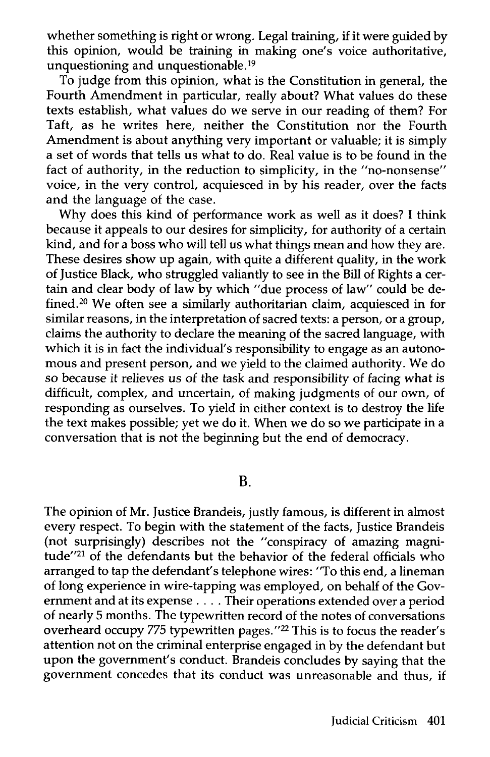whether something is right or wrong. Legal training, if it were guided by this opinion, would be training in making one's voice authoritative, unquestioning and unquestionable.[19]

To judge from this opinion, what is the Constitution in general, the Fourth Amendment in particular, really about? What values do these texts establish, what values do we serve in our reading of them? For Taft, as he writes here, neither the Constitution nor the Fourth Amendment is about anything very important or valuable; it is simply a set of words that tells us what to do. Real value is to be found in the fact of authority, in the reduction to simplicity, in the "no-nonsense" voice, in the very control, acquiesced in by his reader, over the facts and the language of the case.

Why does this kind of performance work as well as it does? I think because it appeals to our desires for simplicity, for authority of a certain kind, and for a boss who will tell us what things mean and how they are. These desires show up again, with quite a different quality, in the work of Justice Black, who struggled valiantly to see in the Bill of Rights a certain and clear body of law by which "due process of law" could be defined.[20] We often see a similarly authoritarian claim, acquiesced in for similar reasons, in the interpretation of sacred texts: a person, or a group, claims the authority to declare the meaning of the sacred language, with which it is in fact the individual's responsibility to engage as an autonomous and present person, and we yield to the claimed authority. We do so because *it relieves us of the task and responsibility of facing what is difficult, complex, and uncertain, of making judgments of our own, of responding as ourselves.* To yield in either context is to destroy the life the text makes possible; yet we do it. When we do so we participate in a conversation that is not the beginning but the end of democracy.

## B.

The opinion of Mr. Justice Brandeis, justly famous, is different in almost every respect. To begin with the statement of the facts, Justice Brandeis (not surprisingly) describes not the "conspiracy of amazing magnitude"[21] of the defendants but the behavior of the federal officials who arranged to tap the defendant's telephone wires: "To this end, a lineman of long experience in wire-tapping was employed, on behalf of the Government and at its expense . . . . Their operations extended over a period of nearly 5 months. The typewritten record of the notes of conversations overheard occupy 775 typewritten pages."[22] This is to focus the reader's attention not on the criminal enterprise engaged in by the defendant but upon the government's conduct. Brandeis concludes by saying that the government concedes that its conduct was unreasonable and thus, if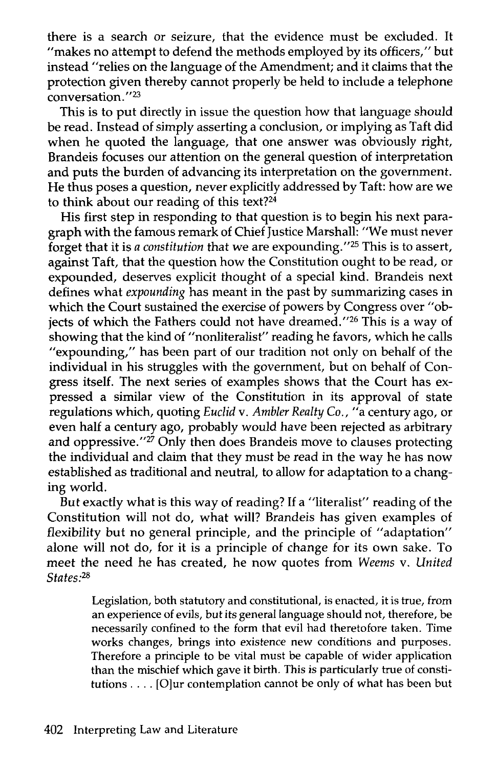there is a search or seizure, that the evidence must be excluded. It "makes no attempt to defend the methods employed by its officers," but instead "relies on the language of the Amendment; and it claims that the protection given thereby cannot properly be held to include a telephone conversation."[23]

This is to put directly in issue the question how that language should be read. Instead of simply asserting a conclusion, or implying as Taft did when he quoted the language, that one answer was obviously right, Brandeis focuses our attention on the general question of interpretation and puts the burden of advancing its interpretation on the government. He thus poses a question, never explicitly addressed by Taft: how are we to think about our reading of this text?[24]

His first step in responding to that question is to begin his next paragraph with the famous remark of Chief Justice Marshall: "We must never forget that it is *a constitution* that we are expounding."[25] This is to assert, against Taft, that the question how the Constitution ought to be read, or expounded, deserves explicit thought of a special kind. Brandeis next defines what *expounding* has meant in the past by summarizing cases in which the Court sustained the exercise of powers by Congress over "objects of which the Fathers could not have dreamed."[26] This is a way of showing that the kind of "nonliteralist" reading he favors, which he calls "expounding," has been part of our tradition not only on behalf of the individual in his struggles with the government, but on behalf of Congress itself. The next series of examples shows that the Court has expressed a similar view of the Constitution in its approval of state regulations which, quoting *Euclid* v. *Ambler Realty Co.*, "a century ago, or even half a century ago, probably would have been rejected as arbitrary and oppressive."[27] Only then does Brandeis move to clauses protecting the individual and claim that they must be read in the way he has now established as traditional and neutral, to allow for adaptation to a changing world.

But exactly what is this way of reading? If a "literalist" reading of the Constitution will not do, what will? Brandeis has given examples of flexibility but no general principle, and the principle of "adaptation" alone will not do, for it is a principle of change for its own sake. To meet the need he has created, he now quotes from *Weems* v. *United States*:[28]

> Legislation, both statutory and constitutional, is enacted, it is true, from an experience of evils, but its general language should not, therefore, be necessarily confined to the form that evil had theretofore taken. Time works changes, brings into existence new conditions and purposes. Therefore a principle to be vital must be capable of wider application than the mischief which gave it birth. This is particularly true of constitutions . . . . [O]ur contemplation cannot be only of what has been but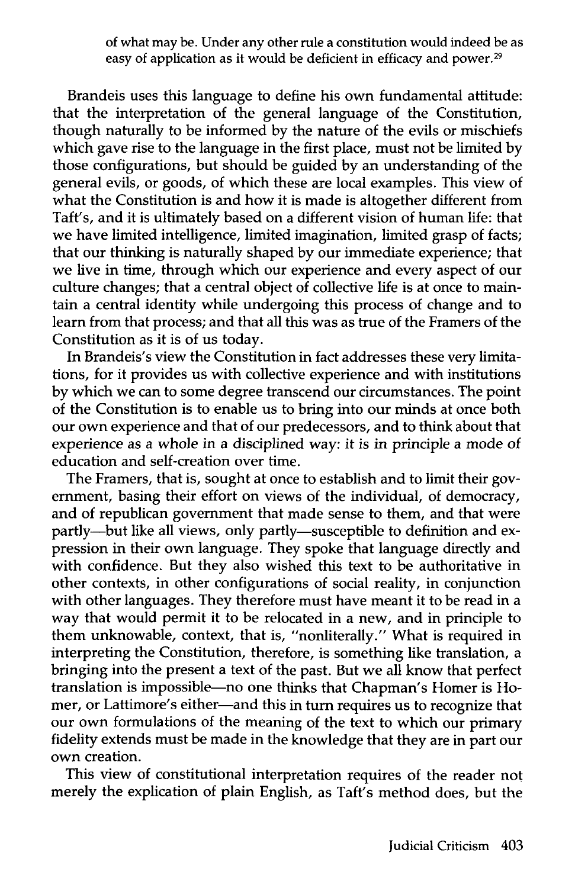> of what may be. Under any other rule a constitution would indeed be as easy of application as it would be deficient in efficacy and power.[29]

Brandeis uses this language to define his own fundamental attitude: that the interpretation of the general language of the Constitution, though naturally to be informed by the nature of the evils or mischiefs which gave rise to the language in the first place, must not be limited by those configurations, but should be guided by an understanding of the general evils, or goods, of which these are local examples. This view of what the Constitution is and how it is made is altogether different from Taft's, and it is ultimately based on a different vision of human life: that we have limited intelligence, limited imagination, limited grasp of facts; that our thinking is naturally shaped by our immediate experience; that we live in time, through which our experience and every aspect of our culture changes; that a central object of collective life is at once to maintain a central identity while undergoing this process of change and to learn from that process; and that all this was as true of the Framers of the Constitution as it is of us today.

In Brandeis's view the Constitution in fact addresses these very limitations, for it provides us with collective experience and with institutions by which we can to some degree transcend our circumstances. The point of the Constitution is to enable us to bring into our minds at once both our own experience and that of our predecessors, and to think about that experience as a whole in a disciplined way: it is in principle a mode of education and self-creation over time.

The Framers, that is, sought at once to establish and to limit their government, basing their effort on views of the individual, of democracy, and of republican government that made sense to them, and that were partly—but like all views, only partly—susceptible to definition and expression in their own language. They spoke that language directly and with confidence. But they also wished this text to be authoritative in other contexts, in other configurations of social reality, in conjunction with other languages. They therefore must have meant it to be read in a way that would permit it to be relocated in a new, and in principle to them unknowable, context, that is, "nonliterally." What is required in interpreting the Constitution, therefore, is something like translation, a bringing into the present a text of the past. But we all know that perfect translation is impossible—no one thinks that Chapman's Homer is Homer, or Lattimore's either—and this in turn requires us to recognize that our own formulations of the meaning of the text to which our primary fidelity extends must be made in the knowledge that they are in part our own creation.

This view of constitutional interpretation requires of the reader not merely the explication of plain English, as Taft's method does, but the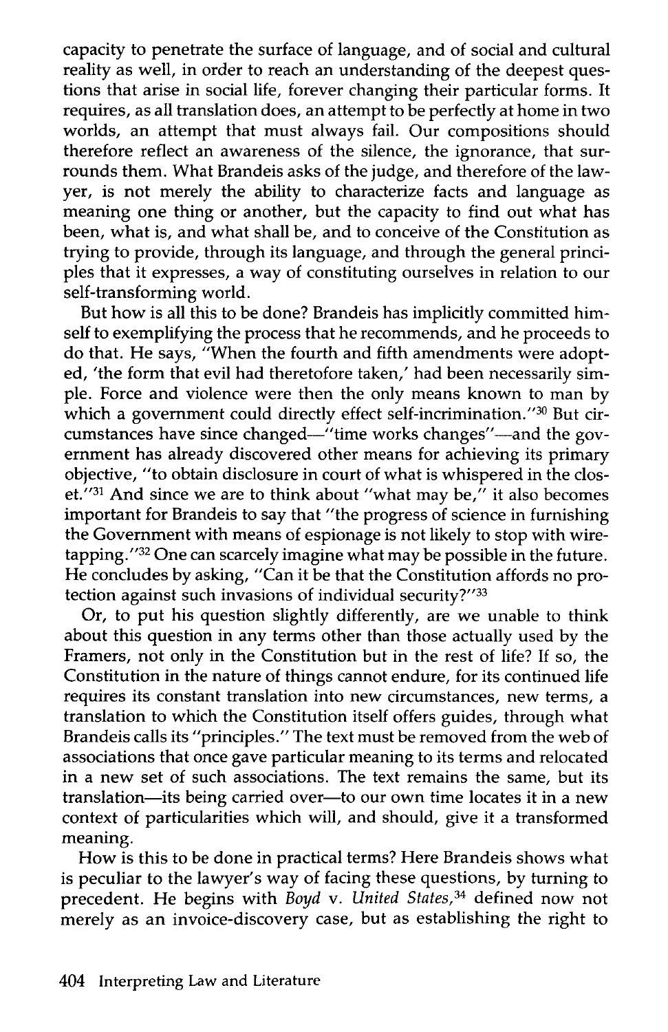capacity to penetrate the surface of language, and of social and cultural reality as well, in order to reach an understanding of the deepest questions that arise in social life, forever changing their particular forms. It requires, as all translation does, an attempt to be perfectly at home in two worlds, an attempt that must always fail. Our compositions should therefore reflect an awareness of the silence, the ignorance, that surrounds them. What Brandeis asks of the judge, and therefore of the lawyer, is not merely the ability to characterize facts and language as meaning one thing or another, but the capacity to find out what has been, what is, and what shall be, and to conceive of the Constitution as trying to provide, through its language, and through the general principles that it expresses, a way of constituting ourselves in relation to our self-transforming world.

But how is all this to be done? Brandeis has implicitly committed himself to exemplifying the process that he recommends, and he proceeds to do that. He says, "When the fourth and fifth amendments were adopted, 'the form that evil had theretofore taken,' had been necessarily simple. Force and violence were then the only means known to man by which a government could directly effect self-incrimination."[30] But circumstances have since changed—"time works changes"—and the government has already discovered other means for achieving its primary objective, "to obtain disclosure in court of what is whispered in the closet."[31] And since we are to think about "what may be," it also becomes important for Brandeis to say that "the progress of science in furnishing the Government with means of espionage is not likely to stop with wire-tapping."[32] One can scarcely imagine what may be possible in the future. He concludes by asking, "Can it be that the Constitution affords no protection against such invasions of individual security?"[33]

Or, to put his question slightly differently, are we unable to think about this question in any terms other than those actually used by the Framers, not only in the Constitution but in the rest of life? If so, the Constitution in the nature of things cannot endure, for its continued life requires its constant translation into new circumstances, new terms, a translation to which the Constitution itself offers guides, through what Brandeis calls its "principles." The text must be removed from the web of associations that once gave particular meaning to its terms and relocated in a new set of such associations. The text remains the same, but its translation—its being carried over—to our own time locates it in a new context of particularities which will, and should, give it a transformed meaning.

How is this to be done in practical terms? Here Brandeis shows what is peculiar to the lawyer's way of facing these questions, by turning to precedent. He begins with *Boyd* v. *United States*,[34] defined now not merely as an invoice-discovery case, but as establishing the right to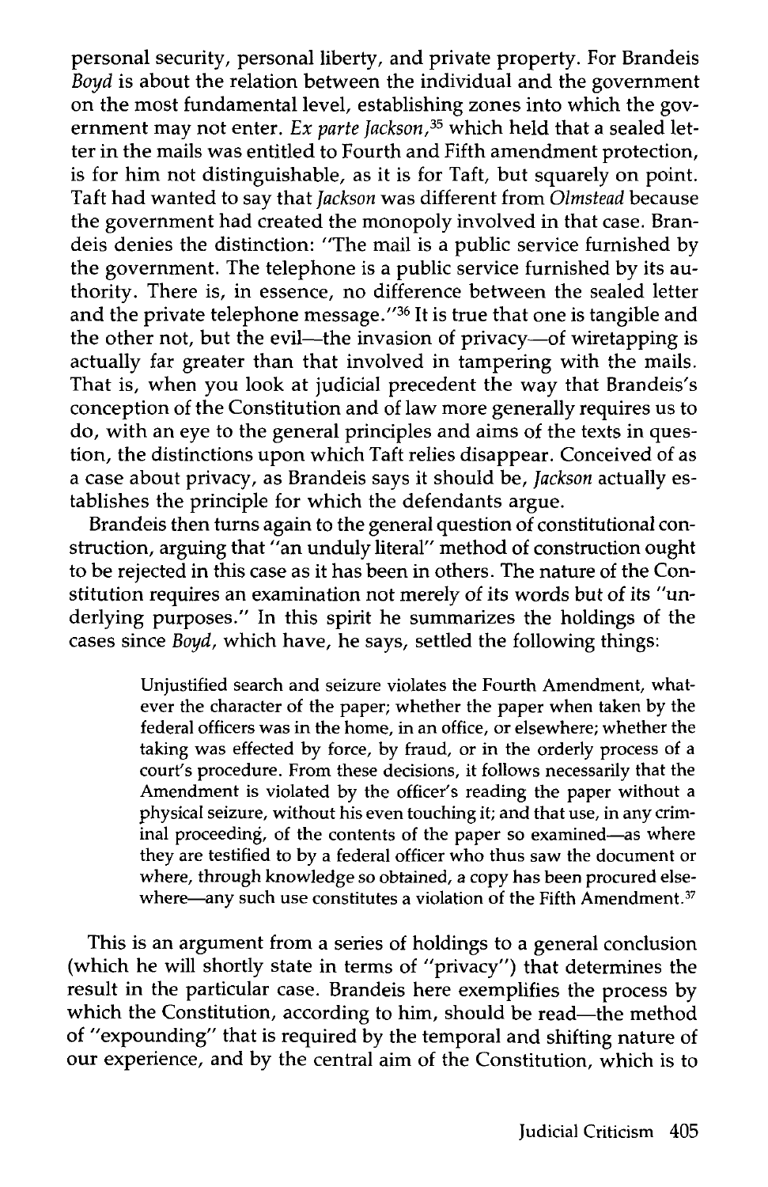personal security, personal liberty, and private property. For Brandeis *Boyd* is about the relation between the individual and the government on the most fundamental level, establishing zones into which the government may not enter. *Ex parte Jackson*,[35] which held that a sealed letter in the mails was entitled to Fourth and Fifth amendment protection, is for him not distinguishable, as it is for Taft, but squarely on point. Taft had wanted to say that *Jackson* was different from *Olmstead* because the government had created the monopoly involved in that case. Brandeis denies the distinction: "The mail is a public service furnished by the government. The telephone is a public service furnished by its authority. There is, in essence, no difference between the sealed letter and the private telephone message."[36] It is true that one is tangible and the other not, but the evil—the invasion of privacy—of wiretapping is actually far greater than that involved in tampering with the mails. That is, when you look at judicial precedent the way that Brandeis's conception of the Constitution and of law more generally requires us to do, with an eye to the general principles and aims of the texts in question, the distinctions upon which Taft relies disappear. Conceived of as a case about privacy, as Brandeis says it should be, *Jackson* actually establishes the principle for which the defendants argue.

Brandeis then turns again to the general question of constitutional construction, arguing that "an unduly literal" method of construction ought to be rejected in this case as it has been in others. The nature of the Constitution requires an examination not merely of its words but of its "underlying purposes." In this spirit he summarizes the holdings of the cases since *Boyd*, which have, he says, settled the following things:

> Unjustified search and seizure violates the Fourth Amendment, whatever the character of the paper; whether the paper when taken by the federal officers was in the home, in an office, or elsewhere; whether the taking was effected by force, by fraud, or in the orderly process of a court's procedure. From these decisions, it follows necessarily that the Amendment is violated by the officer's reading the paper without a physical seizure, without his even touching it; and that use, in any criminal proceeding, of the contents of the paper so examined—as where they are testified to by a federal officer who thus saw the document or where, through knowledge so obtained, a copy has been procured elsewhere—any such use constitutes a violation of the Fifth Amendment.[37]

This is an argument from a series of holdings to a general conclusion (which he will shortly state in terms of "privacy") that determines the result in the particular case. Brandeis here exemplifies the process by which the Constitution, according to him, should be read—the method of "expounding" that is required by the temporal and shifting nature of our experience, and by the central aim of the Constitution, which is to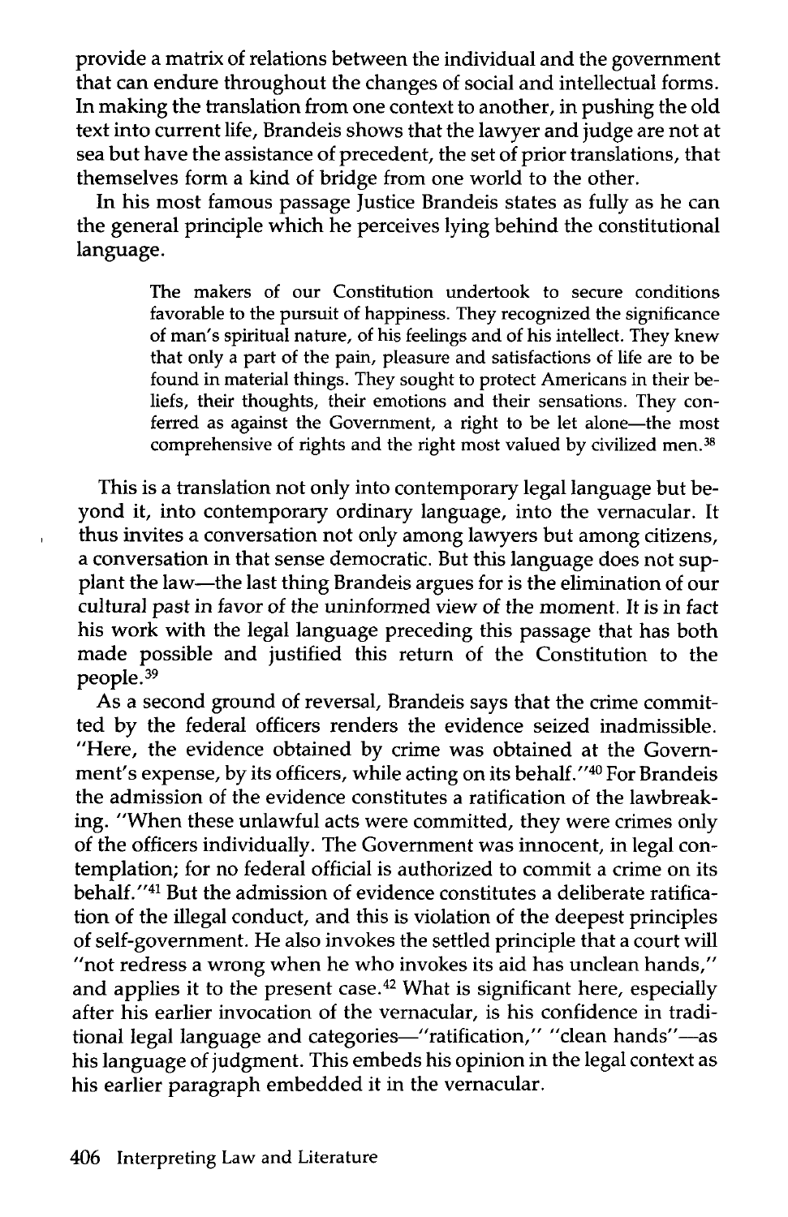provide a matrix of relations between the individual and the government that can endure throughout the changes of social and intellectual forms. In making the translation from one context to another, in pushing the old text into current life, Brandeis shows that the lawyer and judge are not at sea but have the assistance of precedent, the set of prior translations, that themselves form a kind of bridge from one world to the other.

In his most famous passage Justice Brandeis states as fully as he can the general principle which he perceives lying behind the constitutional language.

> The makers of our Constitution undertook to secure conditions favorable to the pursuit of happiness. They recognized the significance of man's spiritual nature, of his feelings and of his intellect. They knew that only a part of the pain, pleasure and satisfactions of life are to be found in material things. They sought to protect Americans in their beliefs, their thoughts, their emotions and their sensations. They conferred as against the Government, a right to be let alone—the most comprehensive of rights and the right most valued by civilized men.[38]

This is a translation not only into contemporary legal language but beyond it, into contemporary ordinary language, into the vernacular. It thus invites a conversation not only among lawyers but among citizens, a conversation in that sense democratic. But this language does not supplant the law—the last thing Brandeis argues for is the elimination of our cultural past in favor of the uninformed view of the moment. It is in fact his work with the legal language preceding this passage that has both made possible and justified this return of the Constitution to the people.[39]

As a second ground of reversal, Brandeis says that the crime committed by the federal officers renders the evidence seized inadmissible. "Here, the evidence obtained by crime was obtained at the Government's expense, by its officers, while acting on its behalf."[40] For Brandeis the admission of the evidence constitutes a ratification of the lawbreaking. "When these unlawful acts were committed, they were crimes only of the officers individually. The Government was innocent, in legal contemplation; for no federal official is authorized to commit a crime on its behalf."[41] But the admission of evidence constitutes a deliberate ratification of the illegal conduct, and this is violation of the deepest principles of self-government. He also invokes the settled principle that a court will "not redress a wrong when he who invokes its aid has unclean hands," and applies it to the present case.[42] What is significant here, especially after his earlier invocation of the vernacular, is his confidence in traditional legal language and categories—"ratification," "clean hands"—as his language of judgment. This embeds his opinion in the legal context as his earlier paragraph embedded it in the vernacular.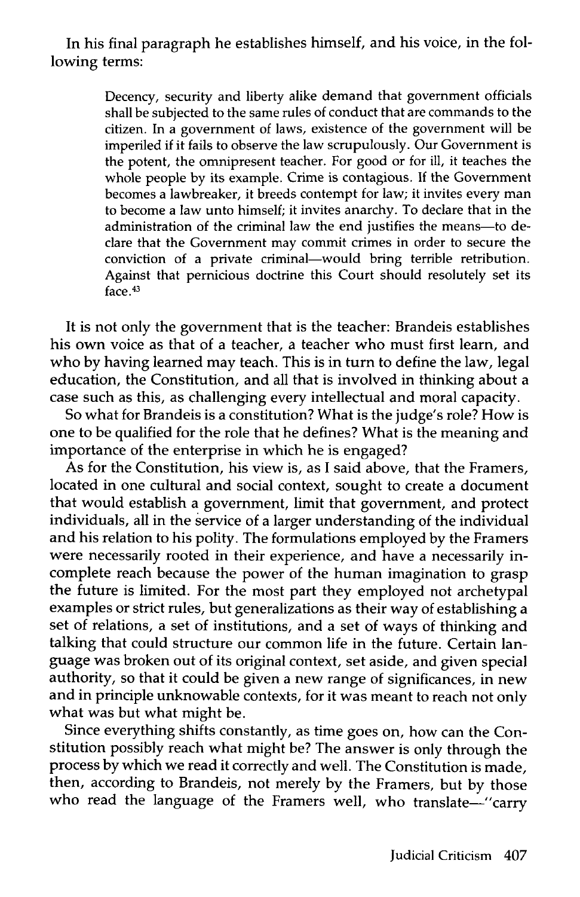In his final paragraph he establishes himself, and his voice, in the following terms:

> Decency, security and liberty alike demand that government officials shall be subjected to the same rules of conduct that are commands to the citizen. In a government of laws, existence of the government will be imperiled if it fails to observe the law scrupulously. Our Government is the potent, the omnipresent teacher. For good or for ill, it teaches the whole people by its example. Crime is contagious. If the Government becomes a lawbreaker, it breeds contempt for law; it invites every man to become a law unto himself; it invites anarchy. To declare that in the administration of the criminal law the end justifies the means—to declare that the Government may commit crimes in order to secure the conviction of a private criminal—would bring terrible retribution. Against that pernicious doctrine this Court should resolutely set its face.[43]

It is not only the government that is the teacher: Brandeis establishes his own voice as that of a teacher, a teacher who must first learn, and who by having learned may teach. This is in turn to define the law, legal education, the Constitution, and all that is involved in thinking about a case such as this, as challenging every intellectual and moral capacity.

So what for Brandeis is a constitution? What is the judge's role? How is one to be qualified for the role that he defines? What is the meaning and importance of the enterprise in which he is engaged?

As for the Constitution, his view is, as I said above, that the Framers, located in one cultural and social context, sought to create a document that would establish a government, limit that government, and protect individuals, all in the service of a larger understanding of the individual and his relation to his polity. The formulations employed by the Framers were necessarily rooted in their experience, and have a necessarily incomplete reach because the power of the human imagination to grasp the future is limited. For the most part they employed not archetypal examples or strict rules, but generalizations as their way of establishing a set of relations, a set of institutions, and a set of ways of thinking and talking that could structure our common life in the future. Certain language was broken out of its original context, set aside, and given special authority, so that it could be given a new range of significances, in new and in principle unknowable contexts, for it was meant to reach not only what was but what might be.

Since everything shifts constantly, as time goes on, how can the Constitution possibly reach what might be? The answer is only through the process by which we read it correctly and well. The Constitution is made, then, according to Brandeis, not merely by the Framers, but by those who read the language of the Framers well, who translate—"carry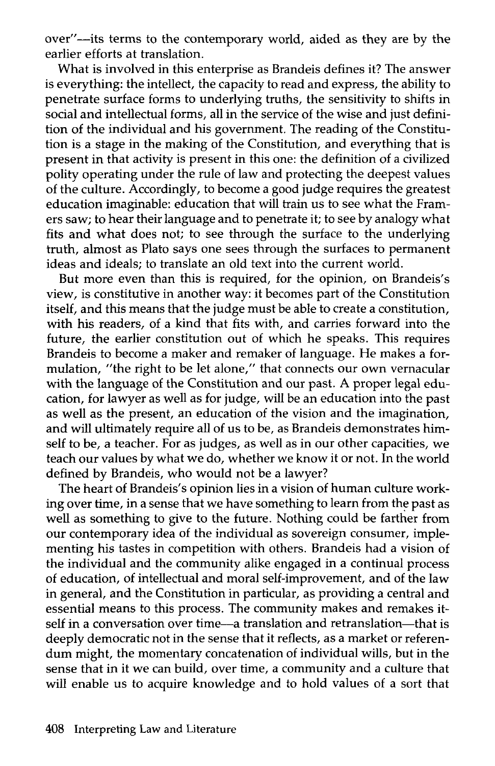over"—its terms to the contemporary world, aided as they are by the earlier efforts at translation.

What is involved in this enterprise as Brandeis defines it? The answer is everything: the intellect, the capacity to read and express, the ability to penetrate surface forms to underlying truths, the sensitivity to shifts in social and intellectual forms, all in the service of the wise and just definition of the individual and his government. The reading of the Constitution is a stage in the making of the Constitution, and everything that is present in that activity is present in this one: the definition of a civilized polity operating under the rule of law and protecting the deepest values of the culture. Accordingly, to become a good judge requires the greatest education imaginable: education that will train us to see what the Framers saw; to hear their language and to penetrate it; to see by analogy what fits and what does not; to see through the surface to the underlying truth, almost as Plato says one sees through the surfaces to permanent ideas and ideals; to translate an old text into the current world.

But more even than this is required, for the opinion, on Brandeis's view, is constitutive in another way: it becomes part of the Constitution itself, and this means that the judge must be able to create a constitution, with his readers, of a kind that fits with, and carries forward into the future, the earlier constitution out of which he speaks. This requires Brandeis to become a maker and remaker of language. He makes a formulation, "the right to be let alone," that connects our own vernacular with the language of the Constitution and our past. A proper legal education, for lawyer as well as for judge, will be an education into the past as well as the present, an education of the vision and the imagination, and will ultimately require all of us to be, as Brandeis demonstrates himself to be, a teacher. For as judges, as well as in our other capacities, we teach our values by what we do, whether we know it or not. In the world defined by Brandeis, who would not be a lawyer?

The heart of Brandeis's opinion lies in a vision of human culture working over time, in a sense that we have something to learn from the past as well as something to give to the future. Nothing could be farther from our contemporary idea of the individual as sovereign consumer, implementing his tastes in competition with others. Brandeis had a vision of the individual and the community alike engaged in a continual process of education, of intellectual and moral self-improvement, and of the law in general, and the Constitution in particular, as providing a central and essential means to this process. The community makes and remakes itself in a conversation over time—a translation and retranslation—that is deeply democratic not in the sense that it reflects, as a market or referendum might, the momentary concatenation of individual wills, but in the sense that in it we can build, over time, a community and a culture that will enable us to acquire knowledge and to hold values of a sort that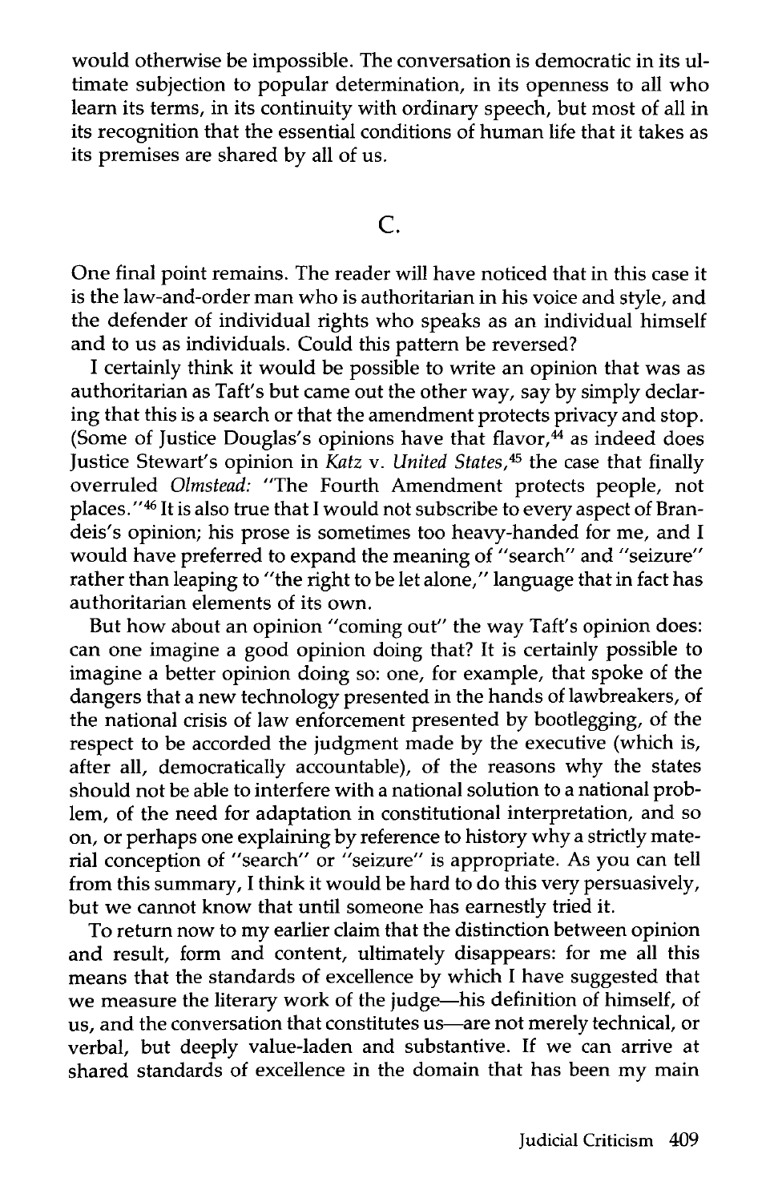would otherwise be impossible. The conversation is democratic in its ultimate subjection to popular determination, in its openness to all who learn its terms, in its continuity with ordinary speech, but most of all in its recognition that the essential conditions of human life that it takes as its premises are shared by all of us.

## C.

One final point remains. The reader will have noticed that in this case it is the law-and-order man who is authoritarian in his voice and style, and the defender of individual rights who speaks as an individual himself and to us as individuals. Could this pattern be reversed?

I certainly think it would be possible to write an opinion that was as authoritarian as Taft's but came out the other way, say by simply declaring that this is a search or that the amendment protects privacy and stop. (Some of Justice Douglas's opinions have that flavor,[44] as indeed does Justice Stewart's opinion in *Katz* v. *United States*,[45] the case that finally overruled *Olmstead:* "The Fourth Amendment protects people, not places."[46] It is also true that I would not subscribe to every aspect of Brandeis's opinion; his prose is sometimes too heavy-handed for me, and I would have preferred to expand the meaning of "search" and "seizure" rather than leaping to "the right to be let alone," language that in fact has authoritarian elements of its own.

But how about an opinion "coming out" the way Taft's opinion does: can one imagine a good opinion doing that? It is certainly possible to imagine a better opinion doing so: one, for example, that spoke of the dangers that a new technology presented in the hands of lawbreakers, of the national crisis of law enforcement presented by bootlegging, of the respect to be accorded the judgment made by the executive (which is, after all, democratically accountable), of the reasons why the states should not be able to interfere with a national solution to a national problem, of the need for adaptation in constitutional interpretation, and so on, or perhaps one explaining by reference to history why a strictly material conception of "search" or "seizure" is appropriate. As you can tell from this summary, I think it would be hard to do this very persuasively, but we cannot know that until someone has earnestly tried it.

To return now to my earlier claim that the distinction between opinion and result, form and content, ultimately disappears: for me all this means that the standards of excellence by which I have suggested that we measure the literary work of the judge—his definition of himself, of us, and the conversation that constitutes us—are not merely technical, or verbal, but deeply value-laden and substantive. If we can arrive at shared standards of excellence in the domain that has been my main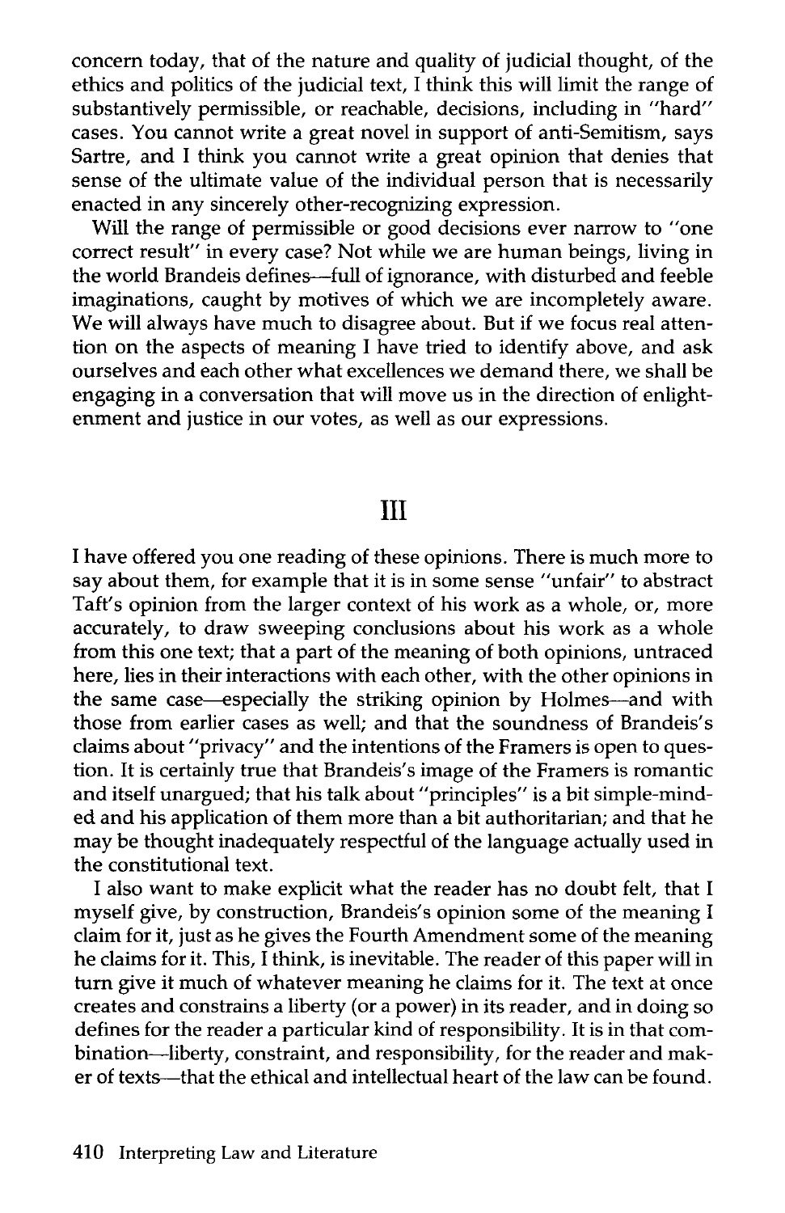concern today, that of the nature and quality of judicial thought, of the ethics and politics of the judicial text, I think this will limit the range of substantively permissible, or reachable, decisions, including in "hard" cases. You cannot write a great novel in support of anti-Semitism, says Sartre, and I think you cannot write a great opinion that denies that sense of the ultimate value of the individual person that is necessarily enacted in any sincerely other-recognizing expression.

Will the range of permissible or good decisions ever narrow to "one correct result" in every case? Not while we are human beings, living in the world Brandeis defines—full of ignorance, with disturbed and feeble imaginations, caught by motives of which we are incompletely aware. We will always have much to disagree about. But if we focus real attention on the aspects of meaning I have tried to identify above, and ask ourselves and each other what excellences we demand there, we shall be engaging in a conversation that will move us in the direction of enlightenment and justice in our votes, as well as our expressions.

## III

I have offered you one reading of these opinions. There is much more to say about them, for example that it is in some sense "unfair" to abstract Taft's opinion from the larger context of his work as a whole, or, more accurately, to draw sweeping conclusions about his work as a whole from this one text; that a part of the meaning of both opinions, untraced here, lies in their interactions with each other, with the other opinions in the same case—especially the striking opinion by Holmes—and with those from earlier cases as well; and that the soundness of Brandeis's claims about "privacy" and the intentions of the Framers is open to question. It is certainly true that Brandeis's image of the Framers is romantic and itself unargued; that his talk about "principles" is a bit simple-minded and his application of them more than a bit authoritarian; and that he may be thought inadequately respectful of the language actually used in the constitutional text.

I also want to make explicit what the reader has no doubt felt, that I myself give, by construction, Brandeis's opinion some of the meaning I claim for it, just as he gives the Fourth Amendment some of the meaning he claims for it. This, I think, is inevitable. The reader of this paper will in turn give it much of whatever meaning he claims for it. The text at once creates and constrains a liberty (or a power) in its reader, and in doing so defines for the reader a particular kind of responsibility. It is in that combination—liberty, constraint, and responsibility, for the reader and maker of texts—that the ethical and intellectual heart of the law can be found.